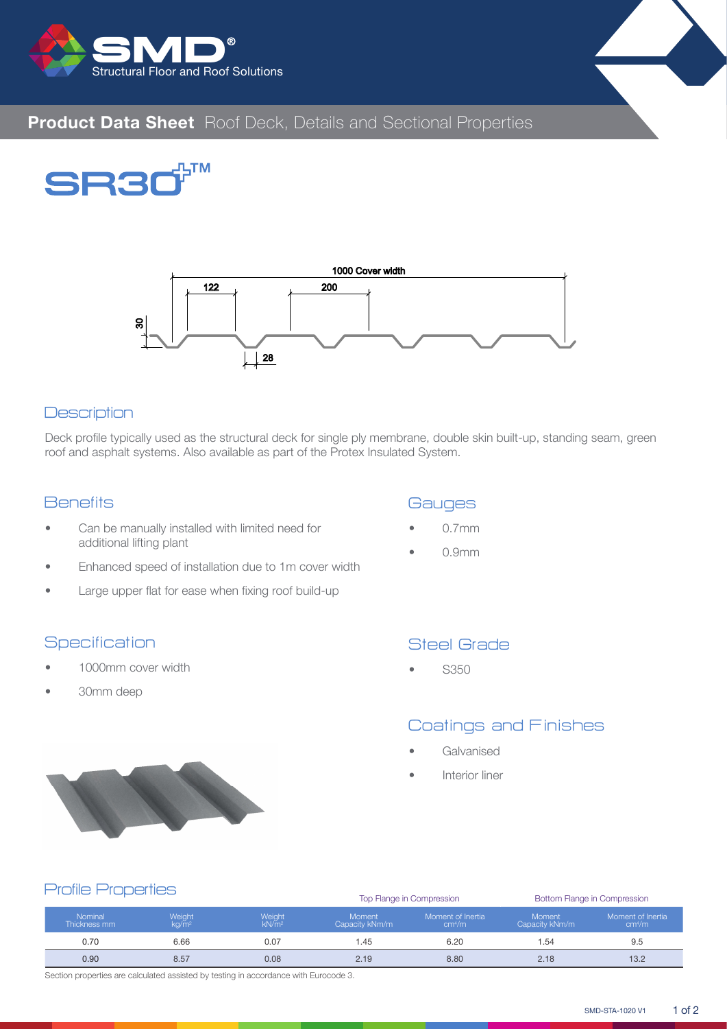# Product Data Sheet Roof Deck, Details and Sectional Properties

## SR30+™

1000 Cover width

122

200

30

28

## Description

Deck profile typically used as the structural deck for single ply membrane, double skin built-up, standing seam, green roof and asphalt systems. Also available as part of the Protex Insulated System.

## Benefits

- Can be manually installed with limited need for additional lifting plant
- Enhanced speed of installation due to 1m cover width
- Large upper flat for ease when fixing roof build-up

## Gauges

- 0.7mm
- 0.9mm

## Specification

- 1000mm cover width
- 30mm deep

## Steel Grade

- S350

## Coatings and Finishes

- Galvanised
- Interior liner

## Profile Properties

| | | | Top Flange in Compression | | Bottom Flange in Compression | |
|---|---|---|---|---|---|---|
| Nominal Thickness mm | Weight kg/m² | Weight kN/m² | Moment Capacity kNm/m | Moment of Inertia cm⁴/m | Moment Capacity kNm/m | Moment of Inertia cm⁴/m |
| 0.70 | 6.66 | 0.07 | 1.45 | 6.20 | 1.54 | 9.5 |
| 0.90 | 8.57 | 0.08 | 2.19 | 8.80 | 2.18 | 13.2 |

Section properties are calculated assisted by testing in accordance with Eurocode 3.

SMD-STA-1020 V1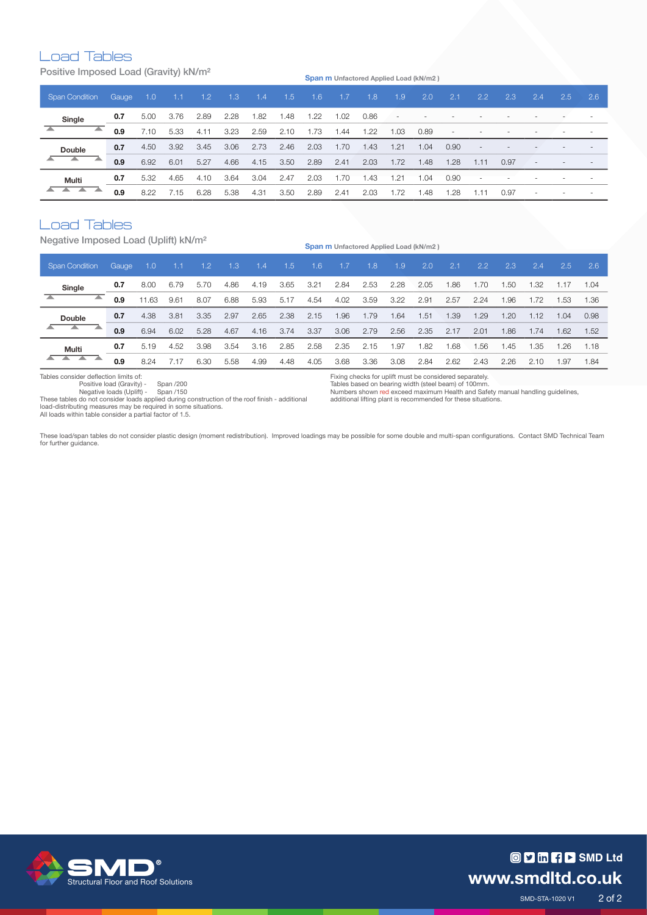## Load Tables

Positive Imposed Load (Gravity) kN/m²

**Span m** Unfactored Applied Load (kN/m2 )

| Span Condition | Gauge | 1.0 | 1.1 | 1.2 | 1.3 | 1.4 | 1.5 | 1.6 | 1.7 | 1.8 | 1.9 | 2.0 | 2.1 | 2.2 | 2.3 | 2.4 | 2.5 | 2.6 |
|---|---|---|---|---|---|---|---|---|---|---|---|---|---|---|---|---|---|---|
| **Single** | **0.7** | 5.00 | 3.76 | 2.89 | 2.28 | 1.82 | 1.48 | 1.22 | 1.02 | 0.86 | - | - | - | - | - | - | - | - |
| | **0.9** | 7.10 | 5.33 | 4.11 | 3.23 | 2.59 | 2.10 | 1.73 | 1.44 | 1.22 | 1.03 | 0.89 | - | - | - | - | - | - |
| **Double** | **0.7** | 4.50 | 3.92 | 3.45 | 3.06 | 2.73 | 2.46 | 2.03 | 1.70 | 1.43 | 1.21 | 1.04 | 0.90 | - | - | - | - | - |
| | **0.9** | 6.92 | 6.01 | 5.27 | 4.66 | 4.15 | 3.50 | 2.89 | 2.41 | 2.03 | 1.72 | 1.48 | 1.28 | 1.11 | 0.97 | - | - | - |
| **Multi** | **0.7** | 5.32 | 4.65 | 4.10 | 3.64 | 3.04 | 2.47 | 2.03 | 1.70 | 1.43 | 1.21 | 1.04 | 0.90 | - | - | - | - | - |
| | **0.9** | 8.22 | 7.15 | 6.28 | 5.38 | 4.31 | 3.50 | 2.89 | 2.41 | 2.03 | 1.72 | 1.48 | 1.28 | 1.11 | 0.97 | - | - | - |

## Load Tables

Negative Imposed Load (Uplift) kN/m²

**Span m** Unfactored Applied Load (kN/m2 )

| Span Condition | Gauge | 1.0 | 1.1 | 1.2 | 1.3 | 1.4 | 1.5 | 1.6 | 1.7 | 1.8 | 1.9 | 2.0 | 2.1 | 2.2 | 2.3 | 2.4 | 2.5 | 2.6 |
|---|---|---|---|---|---|---|---|---|---|---|---|---|---|---|---|---|---|---|
| **Single** | **0.7** | 8.00 | 6.79 | 5.70 | 4.86 | 4.19 | 3.65 | 3.21 | 2.84 | 2.53 | 2.28 | 2.05 | 1.86 | 1.70 | 1.50 | 1.32 | 1.17 | 1.04 |
| | **0.9** | 11.63 | 9.61 | 8.07 | 6.88 | 5.93 | 5.17 | 4.54 | 4.02 | 3.59 | 3.22 | 2.91 | 2.57 | 2.24 | 1.96 | 1.72 | 1.53 | 1.36 |
| **Double** | **0.7** | 4.38 | 3.81 | 3.35 | 2.97 | 2.65 | 2.38 | 2.15 | 1.96 | 1.79 | 1.64 | 1.51 | 1.39 | 1.29 | 1.20 | 1.12 | 1.04 | 0.98 |
| | **0.9** | 6.94 | 6.02 | 5.28 | 4.67 | 4.16 | 3.74 | 3.37 | 3.06 | 2.79 | 2.56 | 2.35 | 2.17 | 2.01 | 1.86 | 1.74 | 1.62 | 1.52 |
| **Multi** | **0.7** | 5.19 | 4.52 | 3.98 | 3.54 | 3.16 | 2.85 | 2.58 | 2.35 | 2.15 | 1.97 | 1.82 | 1.68 | 1.56 | 1.45 | 1.35 | 1.26 | 1.18 |
| | **0.9** | 8.24 | 7.17 | 6.30 | 5.58 | 4.99 | 4.48 | 4.05 | 3.68 | 3.36 | 3.08 | 2.84 | 2.62 | 2.43 | 2.26 | 2.10 | 1.97 | 1.84 |

Tables consider deflection limits of:
Positive load (Gravity) - Span /200
Negative loads (Uplift) - Span /150
These tables do not consider loads applied during construction of the roof finish - additional load-distributing measures may be required in some situations.
All loads within table consider a partial factor of 1.5.

Fixing checks for uplift must be considered separately.
Tables based on bearing width (steel beam) of 100mm.
Numbers shown red exceed maximum Health and Safety manual handling guidelines, additional lifting plant is recommended for these situations.

These load/span tables do not consider plastic design (moment redistribution). Improved loadings may be possible for some double and multi-span configurations. Contact SMD Technical Team for further guidance.

SMD® Structural Floor and Roof Solutions

SMD Ltd
www.smdltd.co.uk

SMD-STA-1020 V1